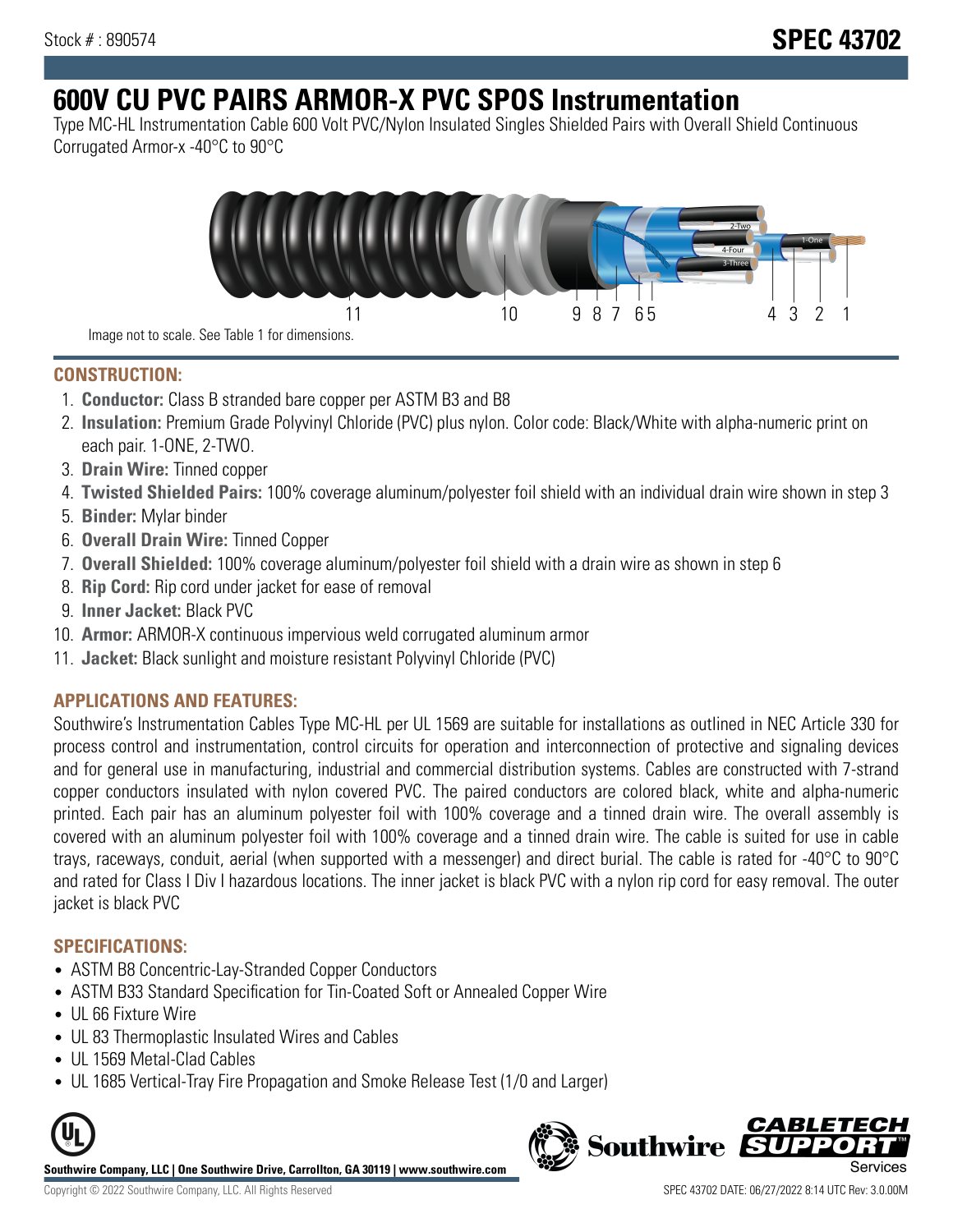Stock # : 890574

# SPEC 43702

# 600V CU PVC PAIRS ARMOR-X PVC SPOS Instrumentation

Type MC-HL Instrumentation Cable 600 Volt PVC/Nylon Insulated Singles Shielded Pairs with Overall Shield Continuous Corrugated Armor-x -40°C to 90°C

Image not to scale. See Table 1 for dimensions.

## CONSTRUCTION:

1. **Conductor:** Class B stranded bare copper per ASTM B3 and B8
2. **Insulation:** Premium Grade Polyvinyl Chloride (PVC) plus nylon. Color code: Black/White with alpha-numeric print on each pair. 1-ONE, 2-TWO.
3. **Drain Wire:** Tinned copper
4. **Twisted Shielded Pairs:** 100% coverage aluminum/polyester foil shield with an individual drain wire shown in step 3
5. **Binder:** Mylar binder
6. **Overall Drain Wire:** Tinned Copper
7. **Overall Shielded:** 100% coverage aluminum/polyester foil shield with a drain wire as shown in step 6
8. **Rip Cord:** Rip cord under jacket for ease of removal
9. **Inner Jacket:** Black PVC
10. **Armor:** ARMOR-X continuous impervious weld corrugated aluminum armor
11. **Jacket:** Black sunlight and moisture resistant Polyvinyl Chloride (PVC)

## APPLICATIONS AND FEATURES:

Southwire's Instrumentation Cables Type MC-HL per UL 1569 are suitable for installations as outlined in NEC Article 330 for process control and instrumentation, control circuits for operation and interconnection of protective and signaling devices and for general use in manufacturing, industrial and commercial distribution systems. Cables are constructed with 7-strand copper conductors insulated with nylon covered PVC. The paired conductors are colored black, white and alpha-numeric printed. Each pair has an aluminum polyester foil with 100% coverage and a tinned drain wire. The overall assembly is covered with an aluminum polyester foil with 100% coverage and a tinned drain wire. The cable is suited for use in cable trays, raceways, conduit, aerial (when supported with a messenger) and direct burial. The cable is rated for -40°C to 90°C and rated for Class I Div I hazardous locations. The inner jacket is black PVC with a nylon rip cord for easy removal. The outer jacket is black PVC

## SPECIFICATIONS:

- ASTM B8 Concentric-Lay-Stranded Copper Conductors
- ASTM B33 Standard Specification for Tin-Coated Soft or Annealed Copper Wire
- UL 66 Fixture Wire
- UL 83 Thermoplastic Insulated Wires and Cables
- UL 1569 Metal-Clad Cables
- UL 1685 Vertical-Tray Fire Propagation and Smoke Release Test (1/0 and Larger)

**Southwire Company, LLC | One Southwire Drive, Carrollton, GA 30119 | www.southwire.com**

Copyright © 2022 Southwire Company, LLC. All Rights Reserved

SPEC 43702 DATE: 06/27/2022 8:14 UTC Rev: 3.0.00M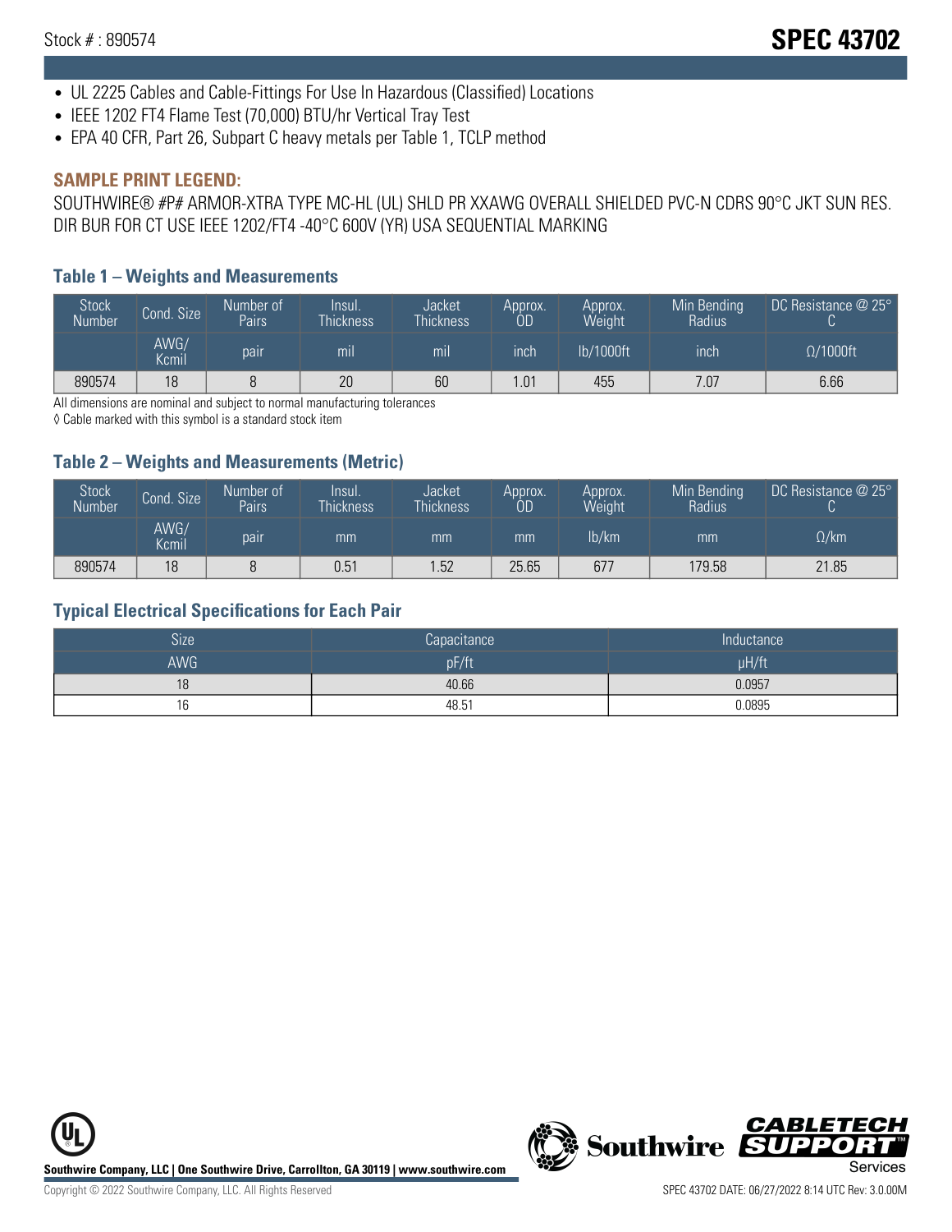- UL 2225 Cables and Cable-Fittings For Use In Hazardous (Classified) Locations
- IEEE 1202 FT4 Flame Test (70,000) BTU/hr Vertical Tray Test
- EPA 40 CFR, Part 26, Subpart C heavy metals per Table 1, TCLP method

### SAMPLE PRINT LEGEND:

SOUTHWIRE® #P# ARMOR-XTRA TYPE MC-HL (UL) SHLD PR XXAWG OVERALL SHIELDED PVC-N CDRS 90°C JKT SUN RES. DIR BUR FOR CT USE IEEE 1202/FT4 -40°C 600V (YR) USA SEQUENTIAL MARKING

### Table 1 – Weights and Measurements

| Stock Number | Cond. Size | Number of Pairs | Insul. Thickness | Jacket Thickness | Approx. OD | Approx. Weight | Min Bending Radius | DC Resistance @ 25° C |
|---|---|---|---|---|---|---|---|---|
| | AWG/ Kcmil | pair | mil | mil | inch | lb/1000ft | inch | Ω/1000ft |
| 890574 | 18 | 8 | 20 | 60 | 1.01 | 455 | 7.07 | 6.66 |

All dimensions are nominal and subject to normal manufacturing tolerances

◊ Cable marked with this symbol is a standard stock item

### Table 2 – Weights and Measurements (Metric)

| Stock Number | Cond. Size | Number of Pairs | Insul. Thickness | Jacket Thickness | Approx. OD | Approx. Weight | Min Bending Radius | DC Resistance @ 25° C |
|---|---|---|---|---|---|---|---|---|
| | AWG/ Kcmil | pair | mm | mm | mm | lb/km | mm | Ω/km |
| 890574 | 18 | 8 | 0.51 | 1.52 | 25.65 | 677 | 179.58 | 21.85 |

### Typical Electrical Specifications for Each Pair

| Size | Capacitance | Inductance |
|---|---|---|
| AWG | pF/ft | μH/ft |
| 18 | 40.66 | 0.0957 |
| 16 | 48.51 | 0.0895 |

Southwire Company, LLC | One Southwire Drive, Carrollton, GA 30119 | www.southwire.com

Copyright © 2022 Southwire Company, LLC. All Rights Reserved

SPEC 43702 DATE: 06/27/2022 8:14 UTC Rev: 3.0.00M